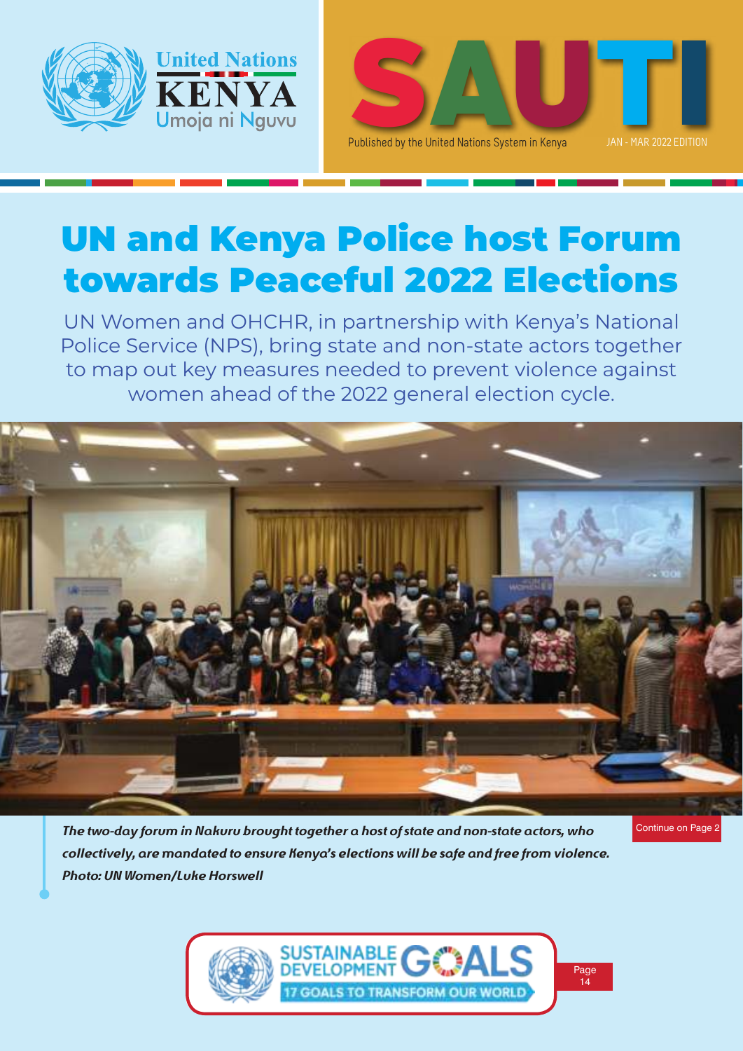United Nations KENYA

Umoja ni Nguvu

# SAUTI

Published by the United Nations System in Kenya

JAN - MAR 2022 EDITION

# UN and Kenya Police host Forum towards Peaceful 2022 Elections

UN Women and OHCHR, in partnership with Kenya's National Police Service (NPS), bring state and non-state actors together to map out key measures needed to prevent violence against women ahead of the 2022 general election cycle.

*The two-day forum in Nakuru brought together a host of state and non-state actors, who collectively, are mandated to ensure Kenya's elections will be safe and free from violence. Photo: UN Women/Luke Horswell*

Continue on Page 2

SUSTAINABLE DEVELOPMENT GOALS

17 GOALS TO TRANSFORM OUR WORLD

Page 14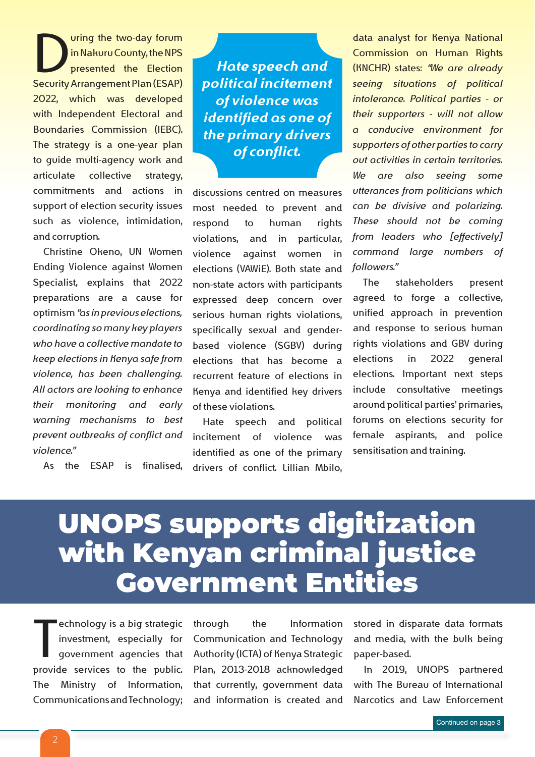During the two-day forum in Nakuru County, the NPS presented the Election Security Arrangement Plan (ESAP) 2022, which was developed with Independent Electoral and Boundaries Commission (IEBC). The strategy is a one-year plan to guide multi-agency work and articulate collective strategy, commitments and actions in support of election security issues such as violence, intimidation, and corruption.

Christine Okeno, UN Women Ending Violence against Women Specialist, explains that 2022 preparations are a cause for optimism *"as in previous elections, coordinating so many key players who have a collective mandate to keep elections in Kenya safe from violence, has been challenging. All actors are looking to enhance their monitoring and early warning mechanisms to best prevent outbreaks of conflict and violence."*

> ***Hate speech and political incitement of violence was identified as one of the primary drivers of conflict.***

As the ESAP is finalised, discussions centred on measures most needed to prevent and respond to human rights violations, and in particular, violence against women in elections (VAWiE). Both state and non-state actors with participants expressed deep concern over serious human rights violations, specifically sexual and gender-based violence (SGBV) during elections that has become a recurrent feature of elections in Kenya and identified key drivers of these violations.

Hate speech and political incitement of violence was identified as one of the primary drivers of conflict. Lillian Mbilo, data analyst for Kenya National Commission on Human Rights (KNCHR) states: *"We are already seeing situations of political intolerance. Political parties - or their supporters - will not allow a conducive environment for supporters of other parties to carry out activities in certain territories. We are also seeing some utterances from politicians which can be divisive and polarizing. These should not be coming from leaders who [effectively] command large numbers of followers."*

The stakeholders present agreed to forge a collective, unified approach in prevention and response to serious human rights violations and GBV during elections in 2022 general elections. Important next steps include consultative meetings around political parties' primaries, forums on elections security for female aspirants, and police sensitisation and training.

# UNOPS supports digitization with Kenyan criminal justice Government Entities

Technology is a big strategic investment, especially for government agencies that provide services to the public. The Ministry of Information, Communications and Technology; through the Information Communication and Technology Authority (ICTA) of Kenya Strategic Plan, 2013-2018 acknowledged that currently, government data and information is created and stored in disparate data formats and media, with the bulk being paper-based.

In 2019, UNOPS partnered with The Bureau of International Narcotics and Law Enforcement

Continued on page 3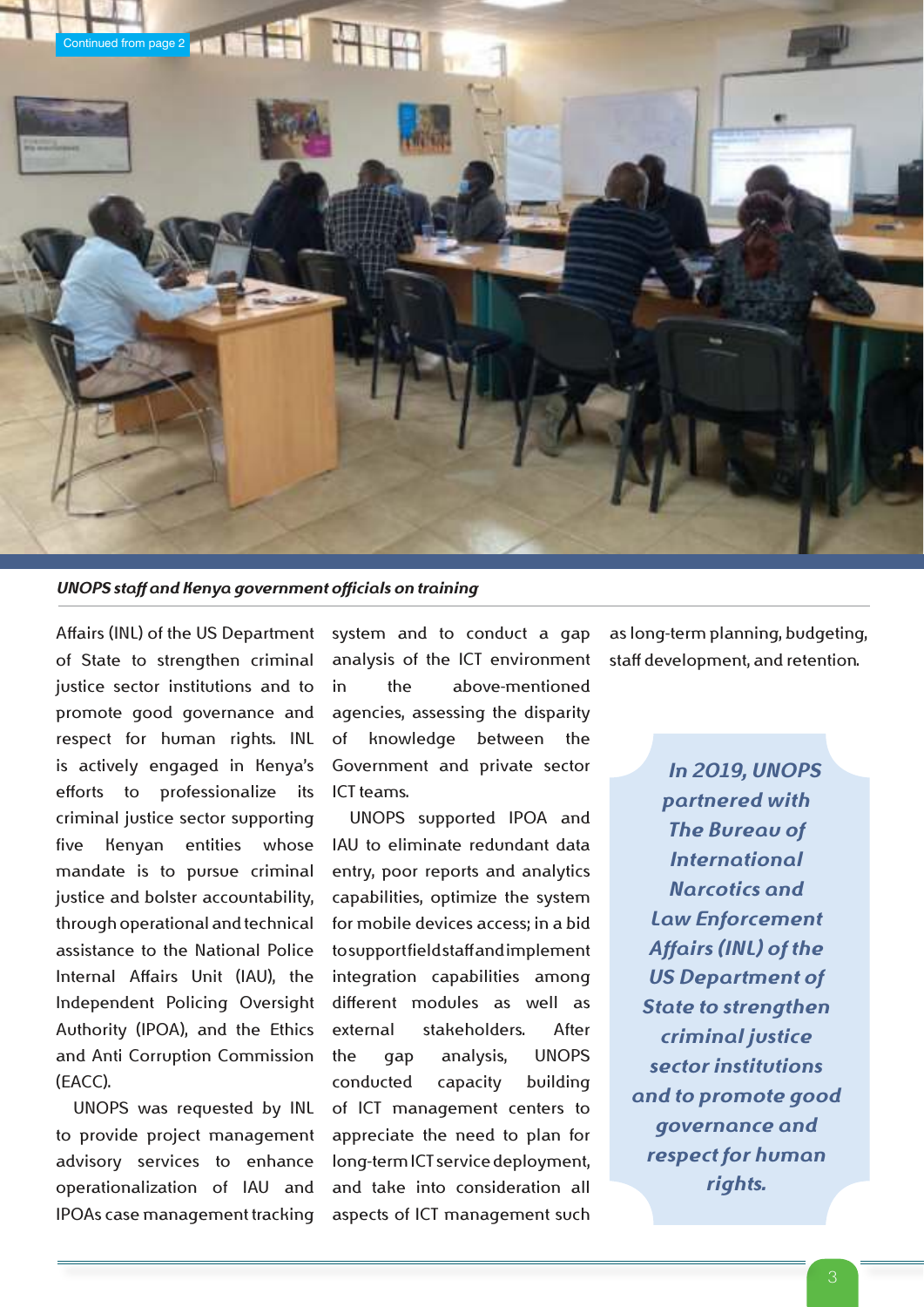Continued from page 2

*UNOPS staff and Kenya government officials on training*

Affairs (INL) of the US Department of State to strengthen criminal justice sector institutions and to promote good governance and respect for human rights. INL is actively engaged in Kenya's efforts to professionalize its criminal justice sector supporting five Kenyan entities whose mandate is to pursue criminal justice and bolster accountability, through operational and technical assistance to the National Police Internal Affairs Unit (IAU), the Independent Policing Oversight Authority (IPOA), and the Ethics and Anti Corruption Commission (EACC).

UNOPS was requested by INL to provide project management advisory services to enhance operationalization of IAU and IPOAs case management tracking system and to conduct a gap analysis of the ICT environment in the above-mentioned agencies, assessing the disparity of knowledge between the Government and private sector ICT teams.

UNOPS supported IPOA and IAU to eliminate redundant data entry, poor reports and analytics capabilities, optimize the system for mobile devices access; in a bid to support field staff and implement integration capabilities among different modules as well as external stakeholders. After the gap analysis, UNOPS conducted capacity building of ICT management centers to appreciate the need to plan for long-term ICT service deployment, and take into consideration all aspects of ICT management such as long-term planning, budgeting, staff development, and retention.

> ***In 2019, UNOPS partnered with The Bureau of International Narcotics and Law Enforcement Affairs (INL) of the US Department of State to strengthen criminal justice sector institutions and to promote good governance and respect for human rights.***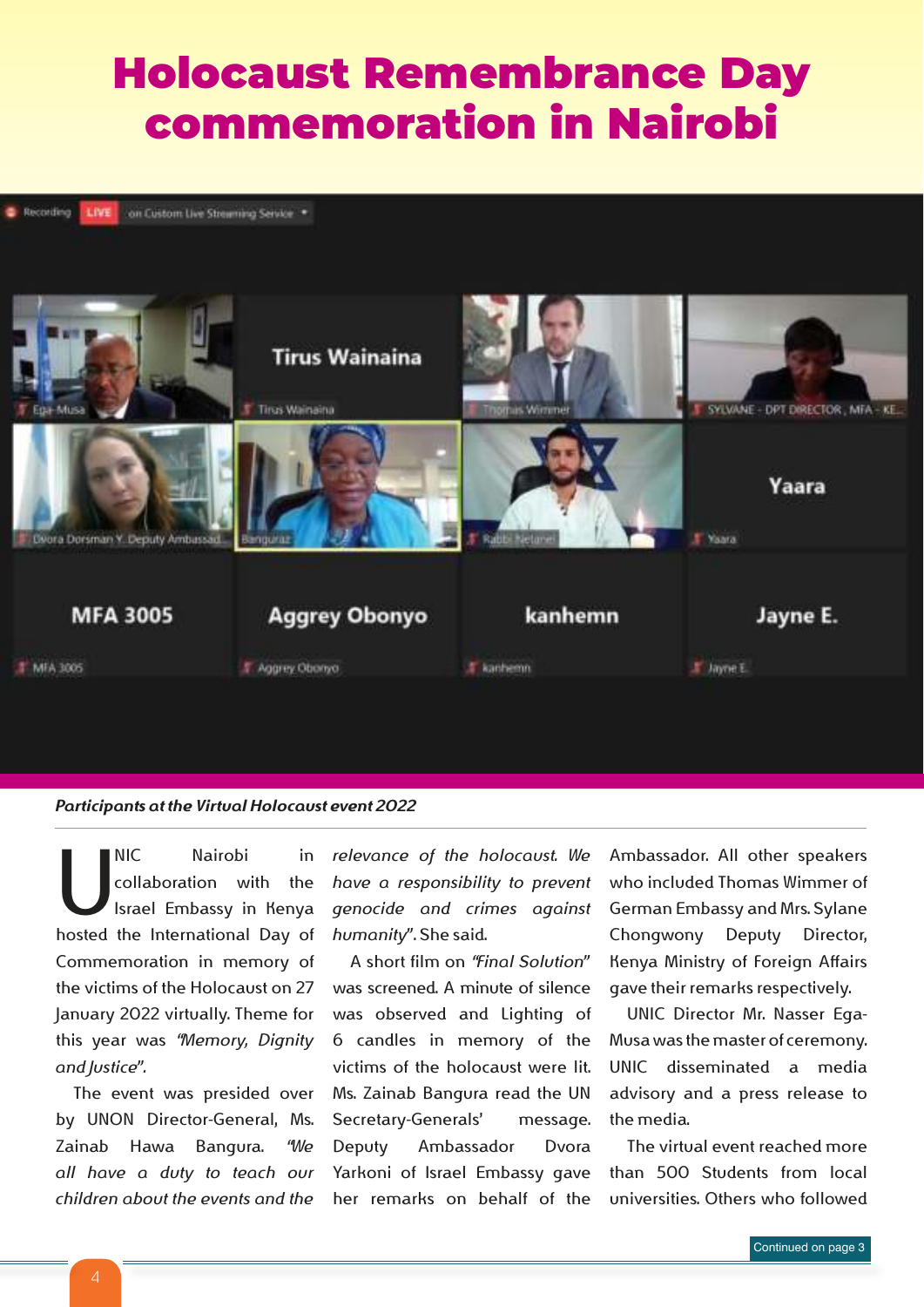# Holocaust Remembrance Day commemoration in Nairobi

*Participants at the Virtual Holocaust event 2022*

UNIC Nairobi in collaboration with the Israel Embassy in Kenya hosted the International Day of Commemoration in memory of the victims of the Holocaust on 27 January 2022 virtually. Theme for this year was *"Memory, Dignity and Justice"*.

The event was presided over by UNON Director-General, Ms. Zainab Hawa Bangura. *"We all have a duty to teach our children about the events and the relevance of the holocaust. We have a responsibility to prevent genocide and crimes against humanity"*. She said.

A short film on *"Final Solution"* was screened. A minute of silence was observed and Lighting of 6 candles in memory of the victims of the holocaust were lit. Ms. Zainab Bangura read the UN Secretary-Generals' message. Deputy Ambassador Dvora Yarkoni of Israel Embassy gave her remarks on behalf of the Ambassador. All other speakers who included Thomas Wimmer of German Embassy and Mrs. Sylane Chongwony Deputy Director, Kenya Ministry of Foreign Affairs gave their remarks respectively.

UNIC Director Mr. Nasser Ega-Musa was the master of ceremony. UNIC disseminated a media advisory and a press release to the media.

The virtual event reached more than 500 Students from local universities. Others who followed

Continued on page 3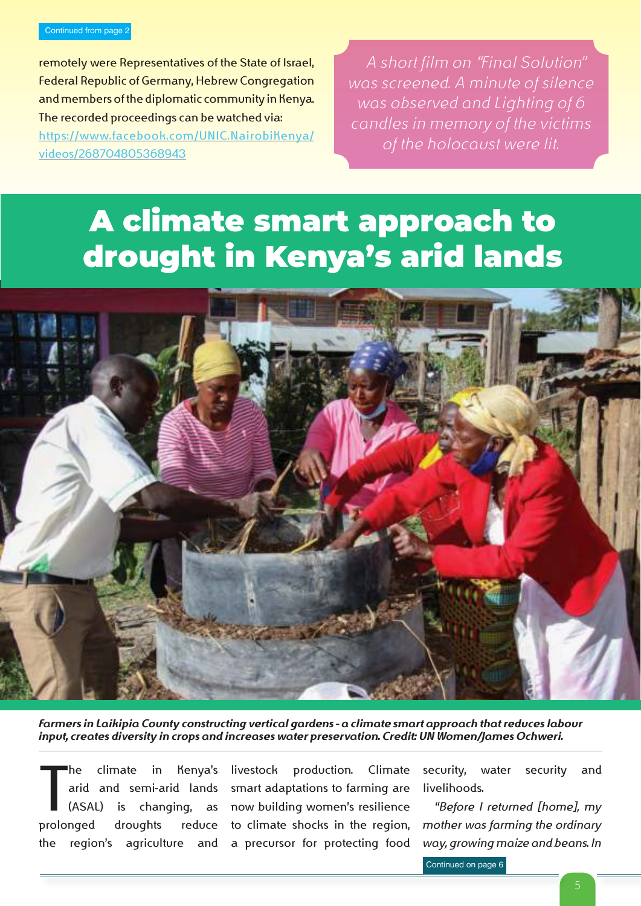Continued from page 2

remotely were Representatives of the State of Israel, Federal Republic of Germany, Hebrew Congregation and members of the diplomatic community in Kenya. The recorded proceedings can be watched via: https://www.facebook.com/UNIC.NairobiKenya/videos/268704805368943

*A short film on "Final Solution" was screened. A minute of silence was observed and Lighting of 6 candles in memory of the victims of the holocaust were lit.*

# A climate smart approach to drought in Kenya's arid lands

***Farmers in Laikipia County constructing vertical gardens - a climate smart approach that reduces labour input, creates diversity in crops and increases water preservation. Credit: UN Women/James Ochweri.***

The climate in Kenya's arid and semi-arid lands (ASAL) is changing, as prolonged droughts reduce the region's agriculture and livestock production. Climate smart adaptations to farming are now building women's resilience to climate shocks in the region, a precursor for protecting food security, water security and livelihoods.

*"Before I returned [home], my mother was farming the ordinary way, growing maize and beans. In*

Continued on page 6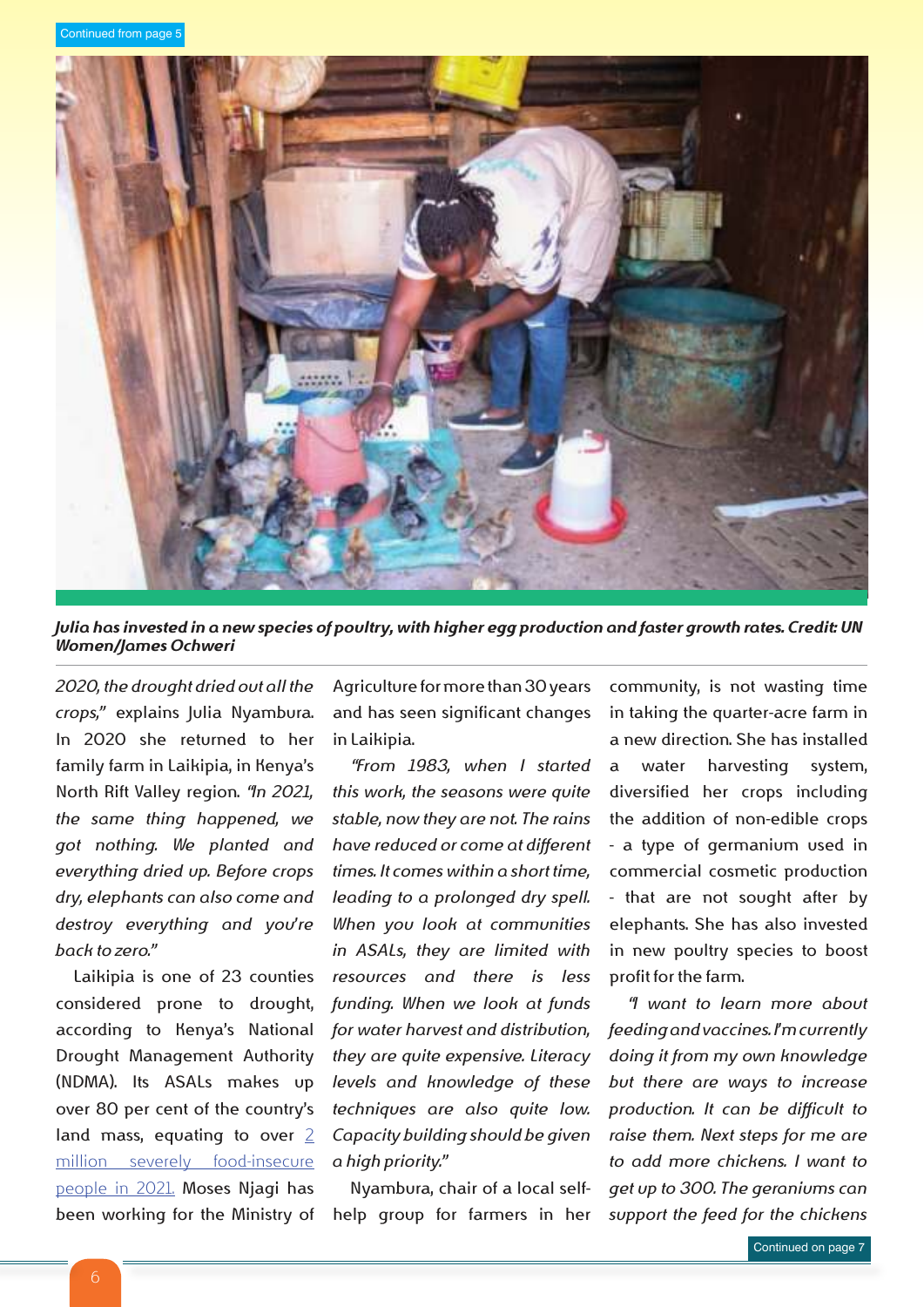Continued from page 5

*Julia has invested in a new species of poultry, with higher egg production and faster growth rates. Credit: UN Women/James Ochweri*

*2020, the drought dried out all the crops,"* explains Julia Nyambura. In 2020 she returned to her family farm in Laikipia, in Kenya's North Rift Valley region. *"In 2021, the same thing happened, we got nothing. We planted and everything dried up. Before crops dry, elephants can also come and destroy everything and you're back to zero."*

Laikipia is one of 23 counties considered prone to drought, according to Kenya's National Drought Management Authority (NDMA). Its ASALs makes up over 80 per cent of the country's land mass, equating to over 2 million severely food-insecure people in 2021. Moses Njagi has been working for the Ministry of Agriculture for more than 30 years and has seen significant changes in Laikipia.

*"From 1983, when I started this work, the seasons were quite stable, now they are not. The rains have reduced or come at different times. It comes within a short time, leading to a prolonged dry spell. When you look at communities in ASALs, they are limited with resources and there is less funding. When we look at funds for water harvest and distribution, they are quite expensive. Literacy levels and knowledge of these techniques are also quite low. Capacity building should be given a high priority."*

Nyambura, chair of a local self-help group for farmers in her community, is not wasting time in taking the quarter-acre farm in a new direction. She has installed a water harvesting system, diversified her crops including the addition of non-edible crops - a type of germanium used in commercial cosmetic production - that are not sought after by elephants. She has also invested in new poultry species to boost profit for the farm.

*"I want to learn more about feeding and vaccines. I'm currently doing it from my own knowledge but there are ways to increase production. It can be difficult to raise them. Next steps for me are to add more chickens. I want to get up to 300. The geraniums can support the feed for the chickens*

Continued on page 7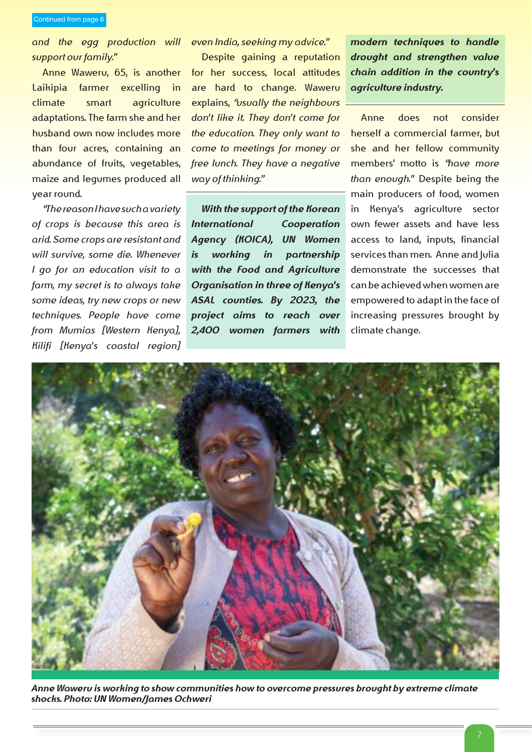Continued from page 6

*and the egg production will support our family."*

Anne Waweru, 65, is another Laikipia farmer excelling in climate smart agriculture adaptations. The farm she and her husband own now includes more than four acres, containing an abundance of fruits, vegetables, maize and legumes produced all year round.

*"The reason I have such a variety of crops is because this area is arid. Some crops are resistant and will survive, some die. Whenever I go for an education visit to a farm, my secret is to always take some ideas, try new crops or new techniques. People have come from Mumias [Western Kenya], Kilifi [Kenya's coastal region] even India, seeking my advice."*

Despite gaining a reputation for her success, local attitudes are hard to change. Waweru explains, *"usually the neighbours don't like it. They don't come for the education. They only want to come to meetings for money or free lunch. They have a negative way of thinking."*

***With the support of the Korean International Cooperation Agency (KOICA), UN Women is working in partnership with the Food and Agriculture Organisation in three of Kenya's ASAL counties. By 2023, the project aims to reach over 2,400 women farmers with modern techniques to handle drought and strengthen value chain addition in the country's agriculture industry.***

Anne does not consider herself a commercial farmer, but she and her fellow community members' motto is *"have more than enough."* Despite being the main producers of food, women in Kenya's agriculture sector own fewer assets and have less access to land, inputs, financial services than men. Anne and Julia demonstrate the successes that can be achieved when women are empowered to adapt in the face of increasing pressures brought by climate change.

***Anne Waweru is working to show communities how to overcome pressures brought by extreme climate shocks. Photo: UN Women/James Ochweri***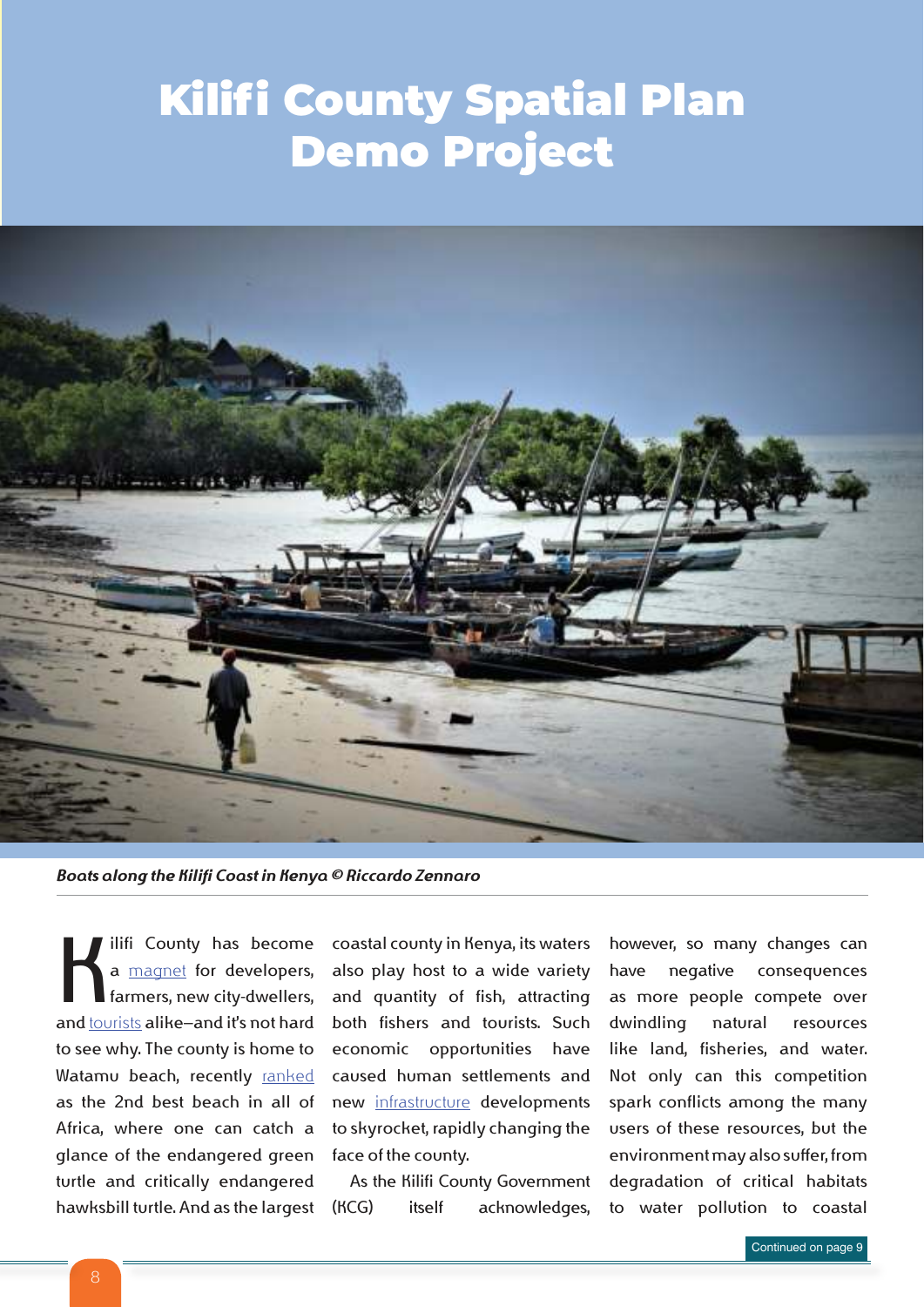# Kilifi County Spatial Plan Demo Project

*Boats along the Kilifi Coast in Kenya © Riccardo Zennaro*

Kilifi County has become a magnet for developers, farmers, new city-dwellers, and tourists alike—and it's not hard to see why. The county is home to Watamu beach, recently ranked as the 2nd best beach in all of Africa, where one can catch a glance of the endangered green turtle and critically endangered hawksbill turtle. And as the largest coastal county in Kenya, its waters also play host to a wide variety and quantity of fish, attracting both fishers and tourists. Such economic opportunities have caused human settlements and new infrastructure developments to skyrocket, rapidly changing the face of the county.

As the Kilifi County Government (KCG) itself acknowledges, however, so many changes can have negative consequences as more people compete over dwindling natural resources like land, fisheries, and water. Not only can this competition spark conflicts among the many users of these resources, but the environment may also suffer, from degradation of critical habitats to water pollution to coastal

Continued on page 9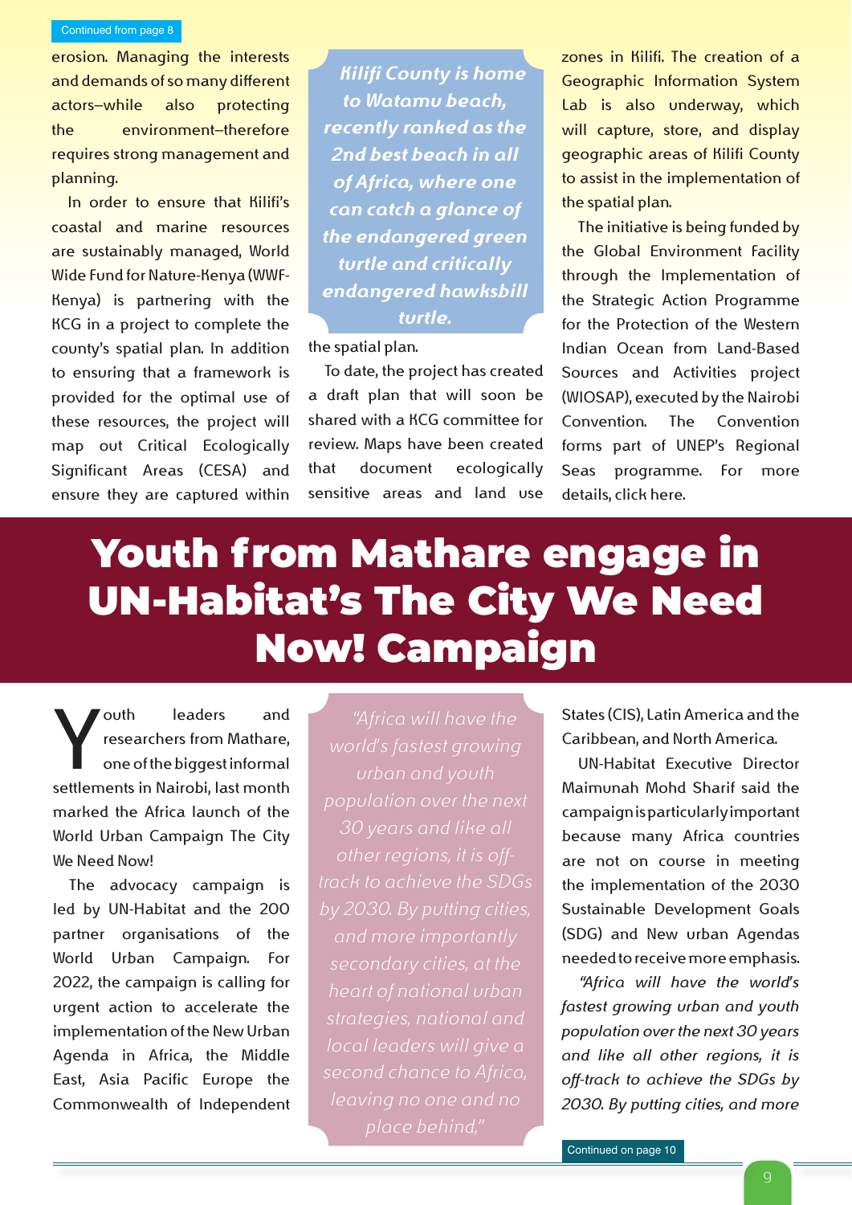Continued from page 8

erosion. Managing the interests and demands of so many different actors–while also protecting the environment–therefore requires strong management and planning.

In order to ensure that Kilifi's coastal and marine resources are sustainably managed, World Wide Fund for Nature-Kenya (WWF-Kenya) is partnering with the KCG in a project to complete the county's spatial plan. In addition to ensuring that a framework is provided for the optimal use of these resources, the project will map out Critical Ecologically Significant Areas (CESA) and ensure they are captured within the spatial plan.

> ***Kilifi County is home to Watamu beach, recently ranked as the 2nd best beach in all of Africa, where one can catch a glance of the endangered green turtle and critically endangered hawksbill turtle.***

To date, the project has created a draft plan that will soon be shared with a KCG committee for review. Maps have been created that document ecologically sensitive areas and land use zones in Kilifi. The creation of a Geographic Information System Lab is also underway, which will capture, store, and display geographic areas of Kilifi County to assist in the implementation of the spatial plan.

The initiative is being funded by the Global Environment Facility through the Implementation of the Strategic Action Programme for the Protection of the Western Indian Ocean from Land-Based Sources and Activities project (WIOSAP), executed by the Nairobi Convention. The Convention forms part of UNEP's Regional Seas programme. For more details, click here.

# Youth from Mathare engage in UN-Habitat's The City We Need Now! Campaign

Youth leaders and researchers from Mathare, one of the biggest informal settlements in Nairobi, last month marked the Africa launch of the World Urban Campaign The City We Need Now!

The advocacy campaign is led by UN-Habitat and the 200 partner organisations of the World Urban Campaign. For 2022, the campaign is calling for urgent action to accelerate the implementation of the New Urban Agenda in Africa, the Middle East, Asia Pacific Europe the Commonwealth of Independent States (CIS), Latin America and the Caribbean, and North America.

> *"Africa will have the world's fastest growing urban and youth population over the next 30 years and like all other regions, it is off-track to achieve the SDGs by 2030. By putting cities, and more importantly secondary cities, at the heart of national urban strategies, national and local leaders will give a second chance to Africa, leaving no one and no place behind,"*

UN-Habitat Executive Director Maimunah Mohd Sharif said the campaign is particularly important because many Africa countries are not on course in meeting the implementation of the 2030 Sustainable Development Goals (SDG) and New urban Agendas needed to receive more emphasis.

*"Africa will have the world's fastest growing urban and youth population over the next 30 years and like all other regions, it is off-track to achieve the SDGs by 2030. By putting cities, and more*

Continued on page 10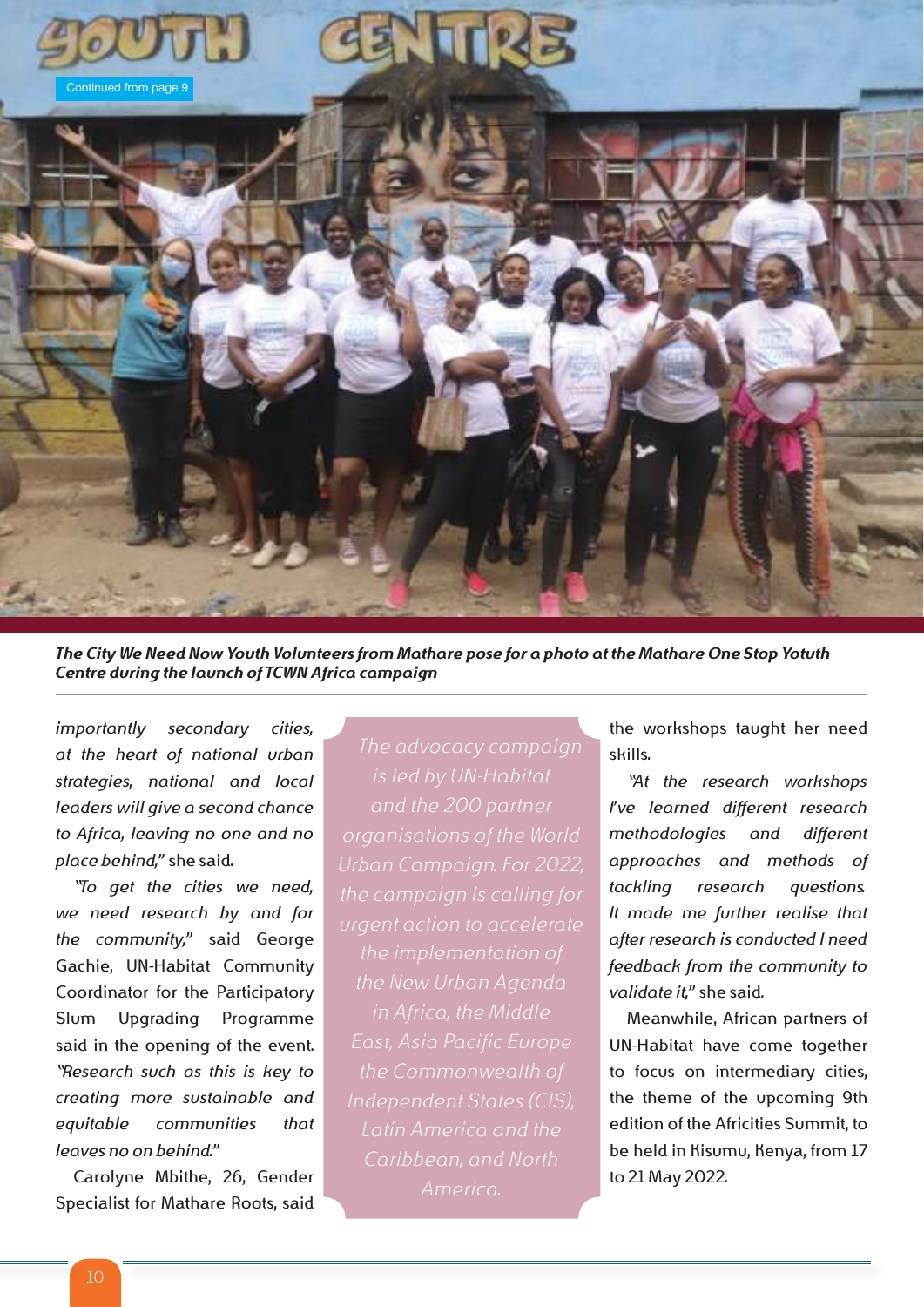Continued from page 9

*The City We Need Now Youth Volunteers from Mathare pose for a photo at the Mathare One Stop Yotuth Centre during the launch of TCWN Africa campaign*

*importantly secondary cities, at the heart of national urban strategies, national and local leaders will give a second chance to Africa, leaving no one and no place behind,"* she said.

*"To get the cities we need, we need research by and for the community,"* said George Gachie, UN-Habitat Community Coordinator for the Participatory Slum Upgrading Programme said in the opening of the event. *"Research such as this is key to creating more sustainable and equitable communities that leaves no on behind."*

Carolyne Mbithe, 26, Gender Specialist for Mathare Roots, said the workshops taught her need skills.

*"At the research workshops I've learned different research methodologies and different approaches and methods of tackling research questions. It made me further realise that after research is conducted I need feedback from the community to validate it,"* she said.

Meanwhile, African partners of UN-Habitat have come together to focus on intermediary cities, the theme of the upcoming 9th edition of the Africities Summit, to be held in Kisumu, Kenya, from 17 to 21 May 2022.

> *The advocacy campaign is led by UN-Habitat and the 200 partner organisations of the World Urban Campaign. For 2022, the campaign is calling for urgent action to accelerate the implementation of the New Urban Agenda in Africa, the Middle East, Asia Pacific Europe the Commonwealth of Independent States (CIS), Latin America and the Caribbean, and North America.*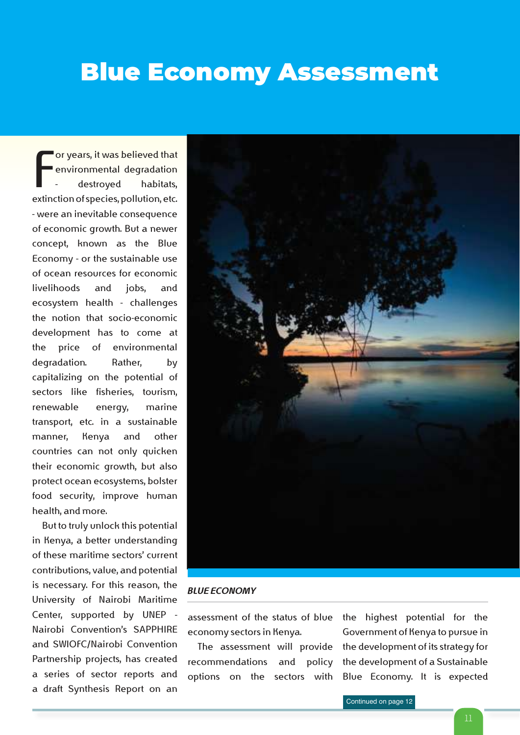# Blue Economy Assessment

For years, it was believed that environmental degradation - destroyed habitats, extinction of species, pollution, etc. - were an inevitable consequence of economic growth. But a newer concept, known as the Blue Economy - or the sustainable use of ocean resources for economic livelihoods and jobs, and ecosystem health - challenges the notion that socio-economic development has to come at the price of environmental degradation. Rather, by capitalizing on the potential of sectors like fisheries, tourism, renewable energy, marine transport, etc. in a sustainable manner, Kenya and other countries can not only quicken their economic growth, but also protect ocean ecosystems, bolster food security, improve human health, and more.

But to truly unlock this potential in Kenya, a better understanding of these maritime sectors' current contributions, value, and potential is necessary. For this reason, the University of Nairobi Maritime Center, supported by UNEP - Nairobi Convention's SAPPHIRE and SWIOFC/Nairobi Convention Partnership projects, has created a series of sector reports and a draft Synthesis Report on an assessment of the status of blue economy sectors in Kenya.

*BLUE ECONOMY*

The assessment will provide recommendations and policy options on the sectors with the highest potential for the Government of Kenya to pursue in the development of its strategy for the development of a Sustainable Blue Economy. It is expected

Continued on page 12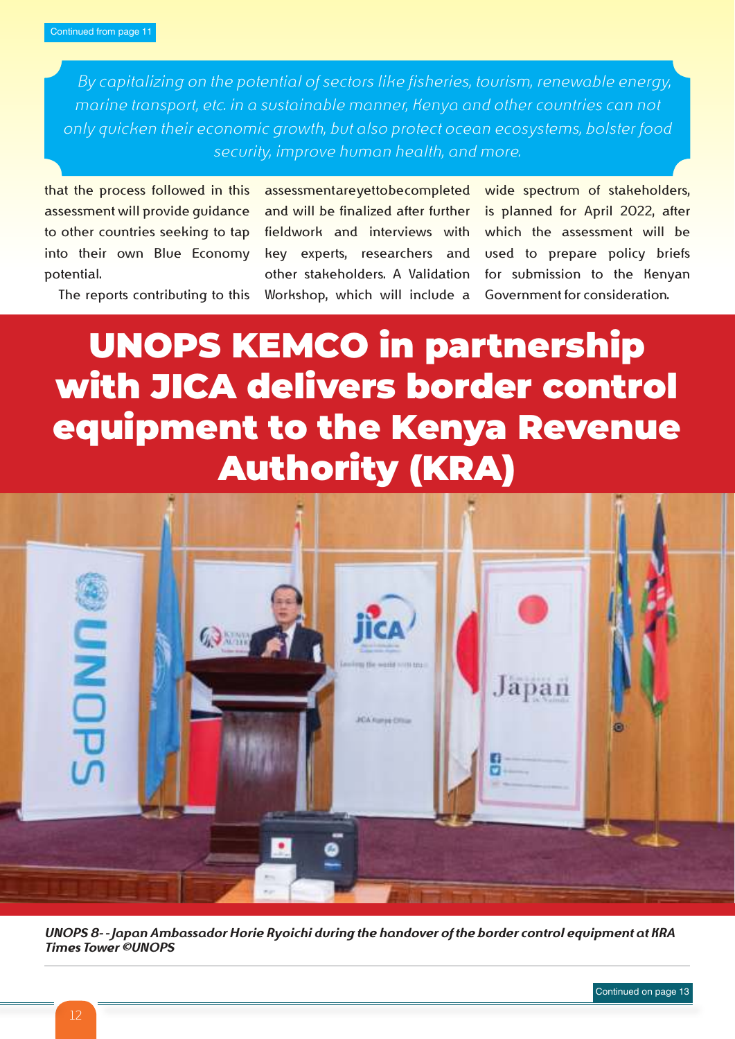Continued from page 11

*By capitalizing on the potential of sectors like fisheries, tourism, renewable energy, marine transport, etc. in a sustainable manner, Kenya and other countries can not only quicken their economic growth, but also protect ocean ecosystems, bolster food security, improve human health, and more.*

that the process followed in this assessment will provide guidance to other countries seeking to tap into their own Blue Economy potential.

The reports contributing to this assessment are yet to be completed and will be finalized after further fieldwork and interviews with key experts, researchers and other stakeholders. A Validation Workshop, which will include a wide spectrum of stakeholders, is planned for April 2022, after which the assessment will be used to prepare policy briefs for submission to the Kenyan Government for consideration.

# UNOPS KEMCO in partnership with JICA delivers border control equipment to the Kenya Revenue Authority (KRA)

*UNOPS 8- - Japan Ambassador Horie Ryoichi during the handover of the border control equipment at KRA Times Tower ©UNOPS*

Continued on page 13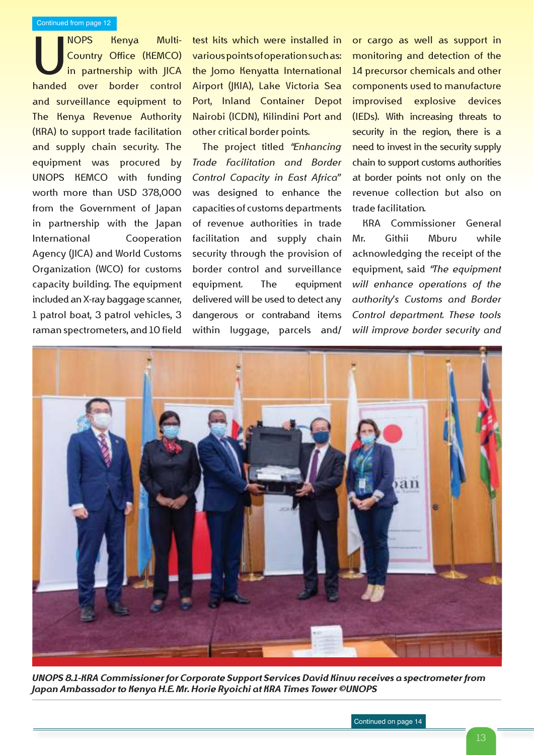Continued from page 12

UNOPS Kenya Multi-Country Office (KEMCO) in partnership with JICA handed over border control and surveillance equipment to The Kenya Revenue Authority (KRA) to support trade facilitation and supply chain security. The equipment was procured by UNOPS KEMCO with funding worth more than USD 378,000 from the Government of Japan in partnership with the Japan International Cooperation Agency (JICA) and World Customs Organization (WCO) for customs capacity building. The equipment included an X-ray baggage scanner, 1 patrol boat, 3 patrol vehicles, 3 raman spectrometers, and 10 field test kits which were installed in various points of operation such as: the Jomo Kenyatta International Airport (JKIA), Lake Victoria Sea Port, Inland Container Depot Nairobi (ICDN), Kilindini Port and other critical border points.

The project titled *"Enhancing Trade Facilitation and Border Control Capacity in East Africa"* was designed to enhance the capacities of customs departments of revenue authorities in trade facilitation and supply chain security through the provision of border control and surveillance equipment. The equipment delivered will be used to detect any dangerous or contraband items within luggage, parcels and/or cargo as well as support in monitoring and detection of the 14 precursor chemicals and other components used to manufacture improved explosive devices (IEDs). With increasing threats to security in the region, there is a need to invest in the security supply chain to support customs authorities at border points not only on the revenue collection but also on trade facilitation.

KRA Commissioner General Mr. Githii Mburu while acknowledging the receipt of the equipment, said *"The equipment will enhance operations of the authority's Customs and Border Control department. These tools will improve border security and*

***UNOPS 8.1-KRA Commissioner for Corporate Support Services David Kinuu receives a spectrometer from Japan Ambassador to Kenya H.E. Mr. Horie Ryoichi at KRA Times Tower ©UNOPS***

Continued on page 14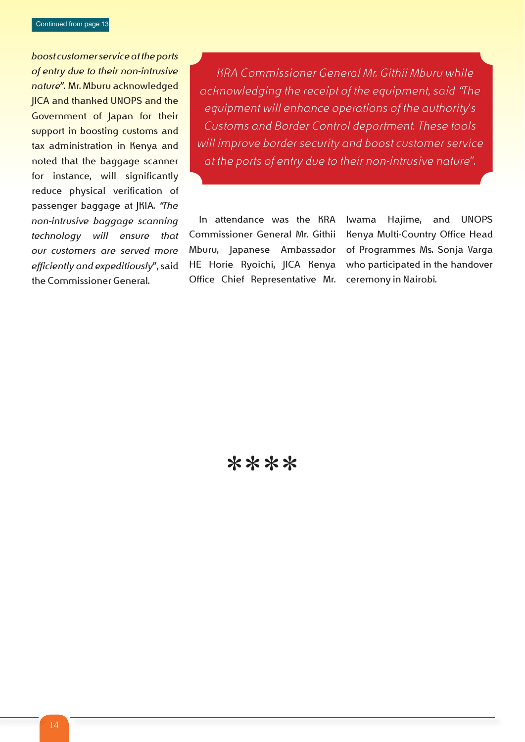Continued from page 13

*boost customer service at the ports of entry due to their non-intrusive nature".* Mr. Mburu acknowledged JICA and thanked UNOPS and the Government of Japan for their support in boosting customs and tax administration in Kenya and noted that the baggage scanner for instance, will significantly reduce physical verification of passenger baggage at JKIA. *"The non-intrusive baggage scanning technology will ensure that our customers are served more efficiently and expeditiously"*, said the Commissioner General.

> *KRA Commissioner General Mr. Githii Mburu while acknowledging the receipt of the equipment, said "The equipment will enhance operations of the authority's Customs and Border Control department. These tools will improve border security and boost customer service at the ports of entry due to their non-intrusive nature".*

In attendance was the KRA Commissioner General Mr. Githii Mburu, Japanese Ambassador HE Horie Ryoichi, JICA Kenya Office Chief Representative Mr. Iwama Hajime, and UNOPS Kenya Multi-Country Office Head of Programmes Ms. Sonja Varga who participated in the handover ceremony in Nairobi.

****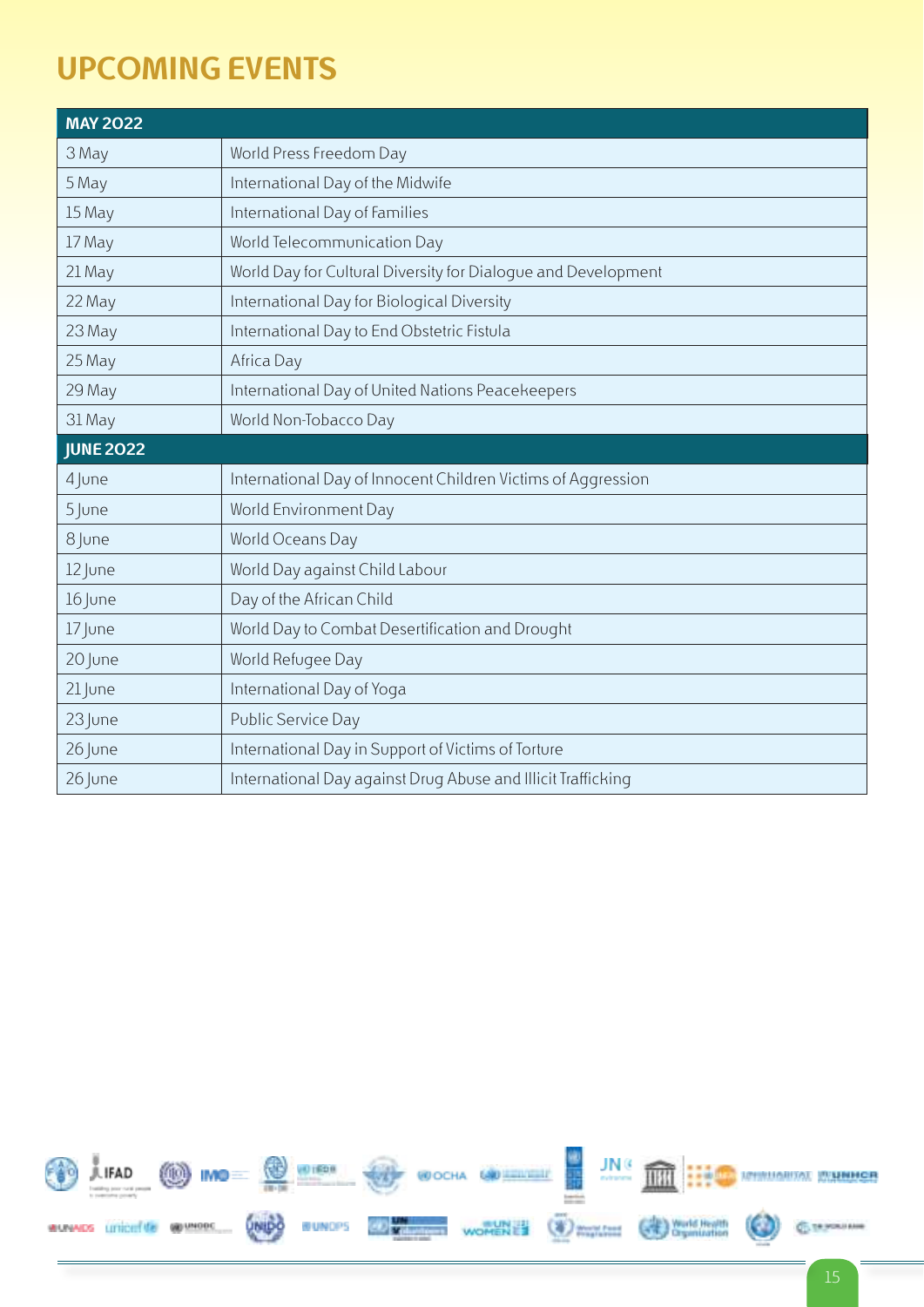# UPCOMING EVENTS

| MAY 2022 | |
|---|---|
| 3 May | World Press Freedom Day |
| 5 May | International Day of the Midwife |
| 15 May | International Day of Families |
| 17 May | World Telecommunication Day |
| 21 May | World Day for Cultural Diversity for Dialogue and Development |
| 22 May | International Day for Biological Diversity |
| 23 May | International Day to End Obstetric Fistula |
| 25 May | Africa Day |
| 29 May | International Day of United Nations Peacekeepers |
| 31 May | World Non-Tobacco Day |
| **JUNE 2022** | |
| 4 June | International Day of Innocent Children Victims of Aggression |
| 5 June | World Environment Day |
| 8 June | World Oceans Day |
| 12 June | World Day against Child Labour |
| 16 June | Day of the African Child |
| 17 June | World Day to Combat Desertification and Drought |
| 20 June | World Refugee Day |
| 21 June | International Day of Yoga |
| 23 June | Public Service Day |
| 26 June | International Day in Support of Victims of Torture |
| 26 June | International Day against Drug Abuse and Illicit Trafficking |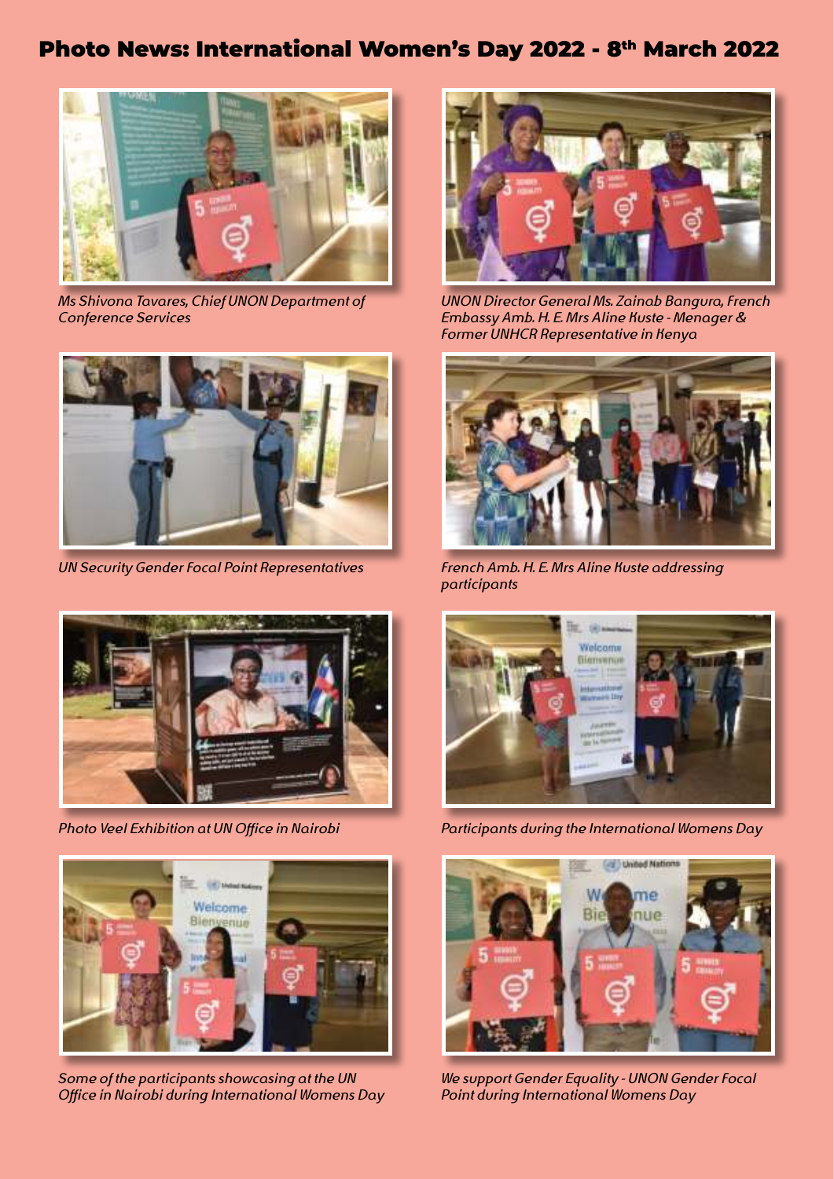# Photo News: International Women's Day 2022 - 8th March 2022

*Ms Shivona Tavares, Chief UNON Department of Conference Services*

*UNON Director General Ms. Zainab Bangura, French Embassy Amb. H. E. Mrs Aline Kuste - Menager & Former UNHCR Representative in Kenya*

*UN Security Gender Focal Point Representatives*

*French Amb. H. E. Mrs Aline Kuste addressing participants*

*Photo Veel Exhibition at UN Office in Nairobi*

*Participants during the International Womens Day*

*Some of the participants showcasing at the UN Office in Nairobi during International Womens Day*

*We support Gender Equality - UNON Gender Focal Point during International Womens Day*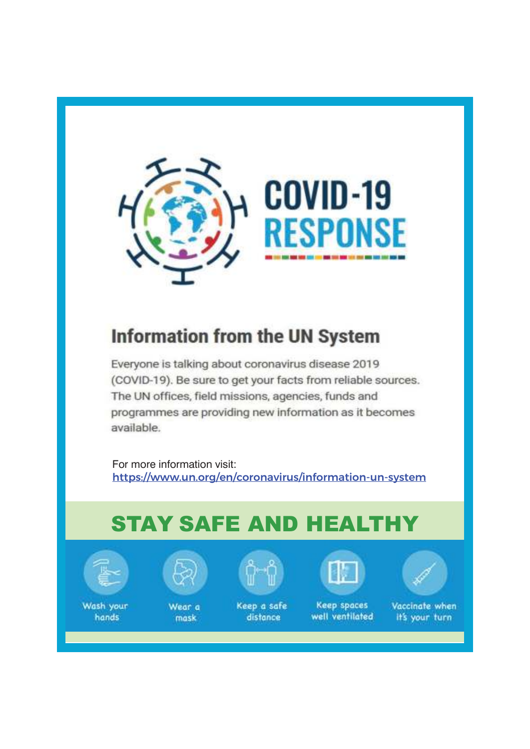# COVID-19 RESPONSE

## Information from the UN System

Everyone is talking about coronavirus disease 2019 (COVID-19). Be sure to get your facts from reliable sources. The UN offices, field missions, agencies, funds and programmes are providing new information as it becomes available.

For more information visit:
https://www.un.org/en/coronavirus/information-un-system

## STAY SAFE AND HEALTHY

- Wash your hands
- Wear a mask
- Keep a safe distance
- Keep spaces well ventilated
- Vaccinate when it's your turn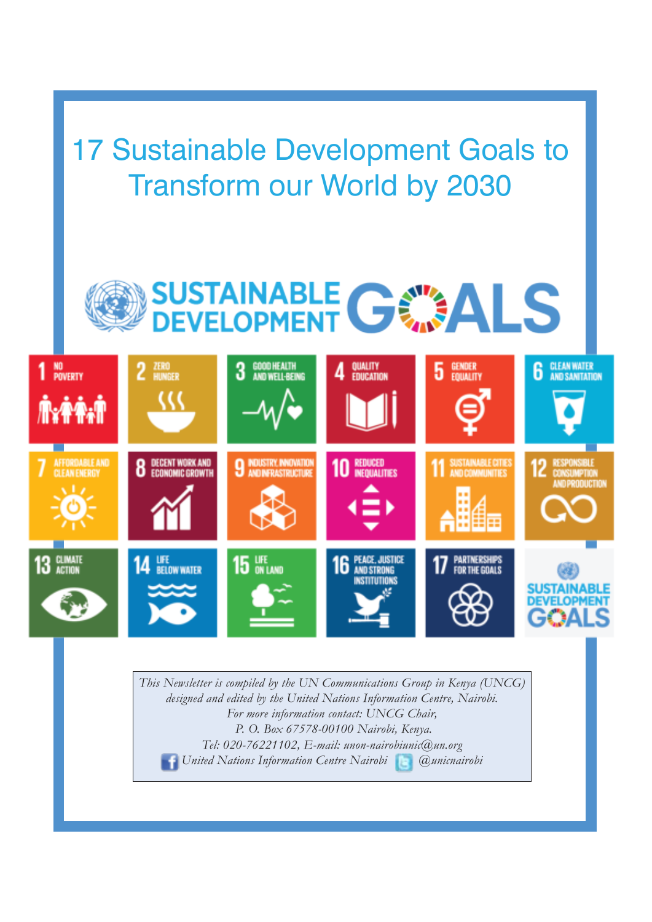# 17 Sustainable Development Goals to Transform our World by 2030

SUSTAINABLE DEVELOPMENT GOALS

1 NO POVERTY

2 ZERO HUNGER

3 GOOD HEALTH AND WELL-BEING

4 QUALITY EDUCATION

5 GENDER EQUALITY

6 CLEAN WATER AND SANITATION

7 AFFORDABLE AND CLEAN ENERGY

8 DECENT WORK AND ECONOMIC GROWTH

9 INDUSTRY, INNOVATION AND INFRASTRUCTURE

10 REDUCED INEQUALITIES

11 SUSTAINABLE CITIES AND COMMUNITIES

12 RESPONSIBLE CONSUMPTION AND PRODUCTION

13 CLIMATE ACTION

14 LIFE BELOW WATER

15 LIFE ON LAND

16 PEACE, JUSTICE AND STRONG INSTITUTIONS

17 PARTNERSHIPS FOR THE GOALS

SUSTAINABLE DEVELOPMENT GOALS

*This Newsletter is compiled by the UN Communications Group in Kenya (UNCG) designed and edited by the United Nations Information Centre, Nairobi.*
*For more information contact: UNCG Chair,*
*P. O. Box 67578-00100 Nairobi, Kenya.*
*Tel: 020-76221102, E-mail: unon-nairobiunic@un.org*
*United Nations Information Centre Nairobi @unicnairobi*